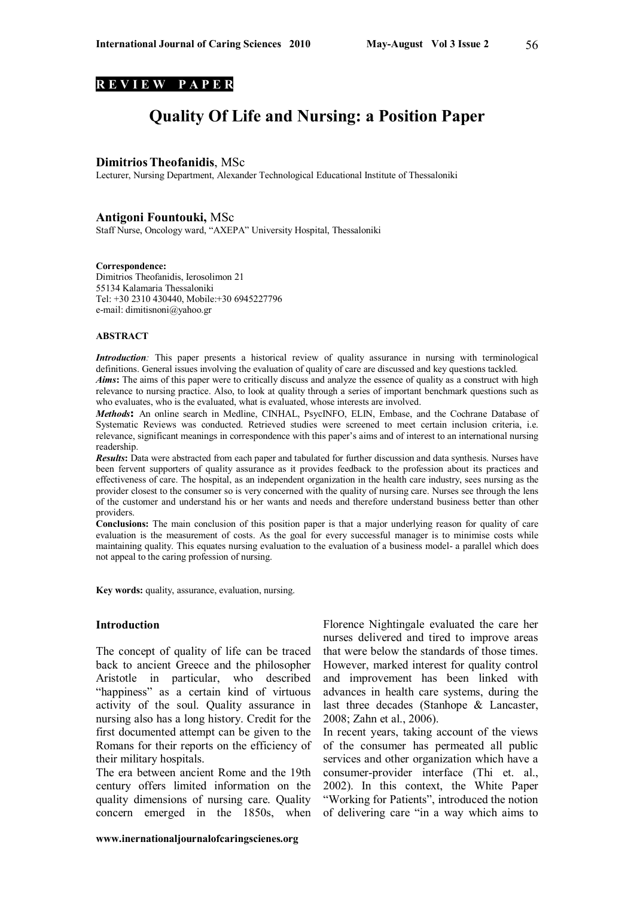**R E V I E W   P A P E R**

# Quality Of Life and Nursing: a Position Paper

**Dimitrios Theofanidis**, MSc
Lecturer, Nursing Department, Alexander Technological Educational Institute of Thessaloniki

**Antigoni Fountouki,** MSc
Staff Nurse, Oncology ward, "AXEPA" University Hospital, Thessaloniki

**Correspondence:**
Dimitrios Theofanidis, Ierosolimon 21
55134 Kalamaria Thessaloniki
Tel: +30 2310 430440, Mobile:+30 6945227796
e-mail: dimitisnoni@yahoo.gr

#### ABSTRACT

***Introduction:*** This paper presents a historical review of quality assurance in nursing with terminological definitions. General issues involving the evaluation of quality of care are discussed and key questions tackled.

***Aims*:** The aims of this paper were to critically discuss and analyze the essence of quality as a construct with high relevance to nursing practice. Also, to look at quality through a series of important benchmark questions such as who evaluates, who is the evaluated, what is evaluated, whose interests are involved.

***Methods*:** An online search in Medline, CINHAL, PsycINFO, ELIN, Embase, and the Cochrane Database of Systematic Reviews was conducted. Retrieved studies were screened to meet certain inclusion criteria, i.e. relevance, significant meanings in correspondence with this paper's aims and of interest to an international nursing readership.

***Results*:** Data were abstracted from each paper and tabulated for further discussion and data synthesis. Nurses have been fervent supporters of quality assurance as it provides feedback to the profession about its practices and effectiveness of care. The hospital, as an independent organization in the health care industry, sees nursing as the provider closest to the consumer so is very concerned with the quality of nursing care. Nurses see through the lens of the customer and understand his or her wants and needs and therefore understand business better than other providers.

**Conclusions:** The main conclusion of this position paper is that a major underlying reason for quality of care evaluation is the measurement of costs. As the goal for every successful manager is to minimise costs while maintaining quality. This equates nursing evaluation to the evaluation of a business model- a parallel which does not appeal to the caring profession of nursing.

**Key words:** quality, assurance, evaluation, nursing.

### Introduction

The concept of quality of life can be traced back to ancient Greece and the philosopher Aristotle in particular, who described "happiness" as a certain kind of virtuous activity of the soul. Quality assurance in nursing also has a long history. Credit for the first documented attempt can be given to the Romans for their reports on the efficiency of their military hospitals.

The era between ancient Rome and the 19th century offers limited information on the quality dimensions of nursing care. Quality concern emerged in the 1850s, when Florence Nightingale evaluated the care her nurses delivered and tired to improve areas that were below the standards of those times. However, marked interest for quality control and improvement has been linked with advances in health care systems, during the last three decades (Stanhope & Lancaster, 2008; Zahn et al., 2006).

In recent years, taking account of the views of the consumer has permeated all public services and other organization which have a consumer-provider interface (Thi et. al., 2002). In this context, the White Paper "Working for Patients", introduced the notion of delivering care "in a way which aims to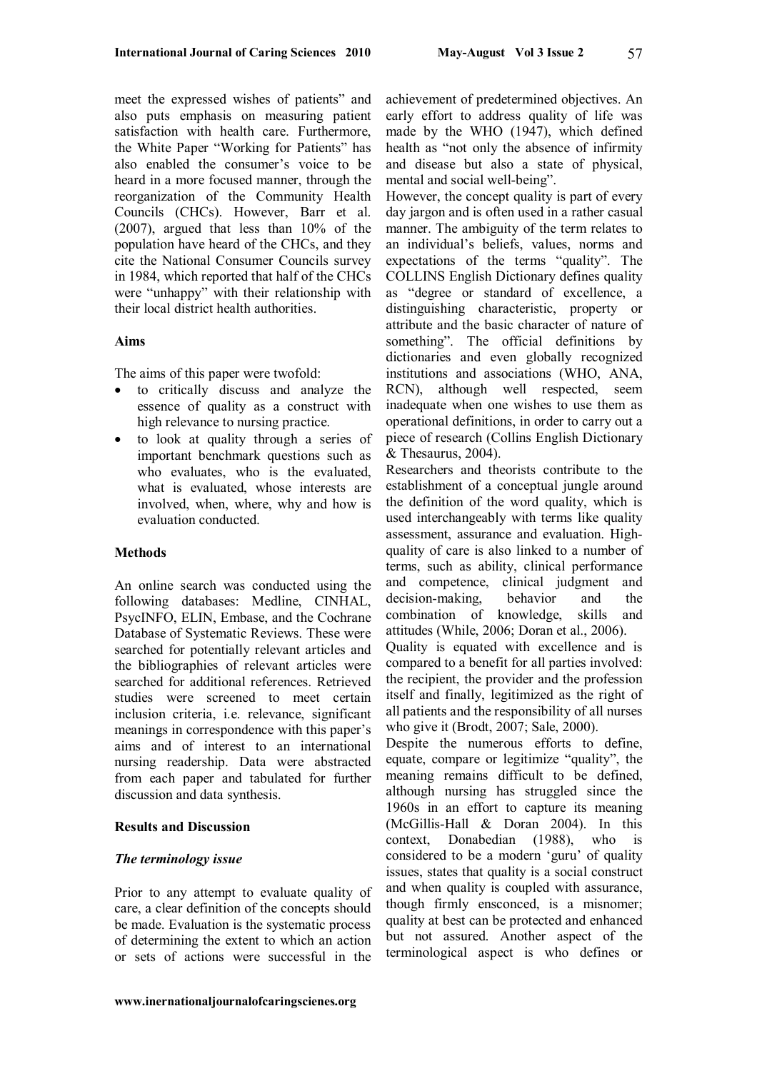meet the expressed wishes of patients" and also puts emphasis on measuring patient satisfaction with health care. Furthermore, the White Paper "Working for Patients" has also enabled the consumer's voice to be heard in a more focused manner, through the reorganization of the Community Health Councils (CHCs). However, Barr et al. (2007), argued that less than 10% of the population have heard of the CHCs, and they cite the National Consumer Councils survey in 1984, which reported that half of the CHCs were "unhappy" with their relationship with their local district health authorities.

**Aims**

The aims of this paper were twofold:

- to critically discuss and analyze the essence of quality as a construct with high relevance to nursing practice.
- to look at quality through a series of important benchmark questions such as who evaluates, who is the evaluated, what is evaluated, whose interests are involved, when, where, why and how is evaluation conducted.

**Methods**

An online search was conducted using the following databases: Medline, CINHAL, PsycINFO, ELIN, Embase, and the Cochrane Database of Systematic Reviews. These were searched for potentially relevant articles and the bibliographies of relevant articles were searched for additional references. Retrieved studies were screened to meet certain inclusion criteria, i.e. relevance, significant meanings in correspondence with this paper's aims and of interest to an international nursing readership. Data were abstracted from each paper and tabulated for further discussion and data synthesis.

**Results and Discussion**

***The terminology issue***

Prior to any attempt to evaluate quality of care, a clear definition of the concepts should be made. Evaluation is the systematic process of determining the extent to which an action or sets of actions were successful in the achievement of predetermined objectives. An early effort to address quality of life was made by the WHO (1947), which defined health as "not only the absence of infirmity and disease but also a state of physical, mental and social well-being".

However, the concept quality is part of every day jargon and is often used in a rather casual manner. The ambiguity of the term relates to an individual's beliefs, values, norms and expectations of the terms "quality". The COLLINS English Dictionary defines quality as "degree or standard of excellence, a distinguishing characteristic, property or attribute and the basic character of nature of something". The official definitions by dictionaries and even globally recognized institutions and associations (WHO, ANA, RCN), although well respected, seem inadequate when one wishes to use them as operational definitions, in order to carry out a piece of research (Collins English Dictionary & Thesaurus, 2004).

Researchers and theorists contribute to the establishment of a conceptual jungle around the definition of the word quality, which is used interchangeably with terms like quality assessment, assurance and evaluation. High-quality of care is also linked to a number of terms, such as ability, clinical performance and competence, clinical judgment and decision-making, behavior and the combination of knowledge, skills and attitudes (While, 2006; Doran et al., 2006).

Quality is equated with excellence and is compared to a benefit for all parties involved: the recipient, the provider and the profession itself and finally, legitimized as the right of all patients and the responsibility of all nurses who give it (Brodt, 2007; Sale, 2000).

Despite the numerous efforts to define, equate, compare or legitimize "quality", the meaning remains difficult to be defined, although nursing has struggled since the 1960s in an effort to capture its meaning (McGillis-Hall & Doran 2004). In this context, Donabedian (1988), who is considered to be a modern 'guru' of quality issues, states that quality is a social construct and when quality is coupled with assurance, though firmly ensconced, is a misnomer; quality at best can be protected and enhanced but not assured. Another aspect of the terminological aspect is who defines or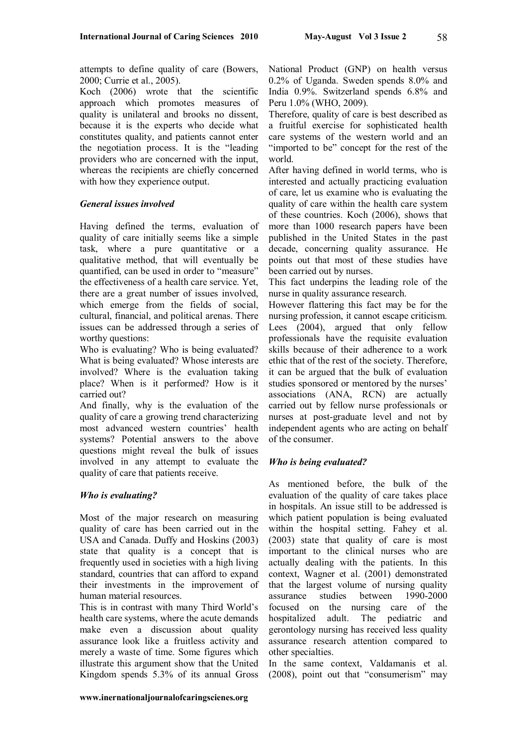attempts to define quality of care (Bowers, 2000; Currie et al., 2005).

Koch (2006) wrote that the scientific approach which promotes measures of quality is unilateral and brooks no dissent, because it is the experts who decide what constitutes quality, and patients cannot enter the negotiation process. It is the "leading providers who are concerned with the input, whereas the recipients are chiefly concerned with how they experience output.

### *General issues involved*

Having defined the terms, evaluation of quality of care initially seems like a simple task, where a pure quantitative or a qualitative method, that will eventually be quantified, can be used in order to "measure" the effectiveness of a health care service. Yet, there are a great number of issues involved, which emerge from the fields of social, cultural, financial, and political arenas. There issues can be addressed through a series of worthy questions:

Who is evaluating? Who is being evaluated? What is being evaluated? Whose interests are involved? Where is the evaluation taking place? When is it performed? How is it carried out?

And finally, why is the evaluation of the quality of care a growing trend characterizing most advanced western countries' health systems? Potential answers to the above questions might reveal the bulk of issues involved in any attempt to evaluate the quality of care that patients receive.

### *Who is evaluating?*

Most of the major research on measuring quality of care has been carried out in the USA and Canada. Duffy and Hoskins (2003) state that quality is a concept that is frequently used in societies with a high living standard, countries that can afford to expand their investments in the improvement of human material resources.

This is in contrast with many Third World's health care systems, where the acute demands make even a discussion about quality assurance look like a fruitless activity and merely a waste of time. Some figures which illustrate this argument show that the United Kingdom spends 5.3% of its annual Gross National Product (GNP) on health versus 0.2% of Uganda. Sweden spends 8.0% and India 0.9%. Switzerland spends 6.8% and Peru 1.0% (WHO, 2009).

Therefore, quality of care is best described as a fruitful exercise for sophisticated health care systems of the western world and an "imported to be" concept for the rest of the world.

After having defined in world terms, who is interested and actually practicing evaluation of care, let us examine who is evaluating the quality of care within the health care system of these countries. Koch (2006), shows that more than 1000 research papers have been published in the United States in the past decade, concerning quality assurance. He points out that most of these studies have been carried out by nurses.

This fact underpins the leading role of the nurse in quality assurance research.

However flattering this fact may be for the nursing profession, it cannot escape criticism. Lees (2004), argued that only fellow professionals have the requisite evaluation skills because of their adherence to a work ethic that of the rest of the society. Therefore, it can be argued that the bulk of evaluation studies sponsored or mentored by the nurses' associations (ANA, RCN) are actually carried out by fellow nurse professionals or nurses at post-graduate level and not by independent agents who are acting on behalf of the consumer.

### *Who is being evaluated?*

As mentioned before, the bulk of the evaluation of the quality of care takes place in hospitals. An issue still to be addressed is which patient population is being evaluated within the hospital setting. Fahey et al. (2003) state that quality of care is most important to the clinical nurses who are actually dealing with the patients. In this context, Wagner et al. (2001) demonstrated that the largest volume of nursing quality assurance studies between 1990-2000 focused on the nursing care of the hospitalized adult. The pediatric and gerontology nursing has received less quality assurance research attention compared to other specialties.

In the same context, Valdamanis et al. (2008), point out that "consumerism" may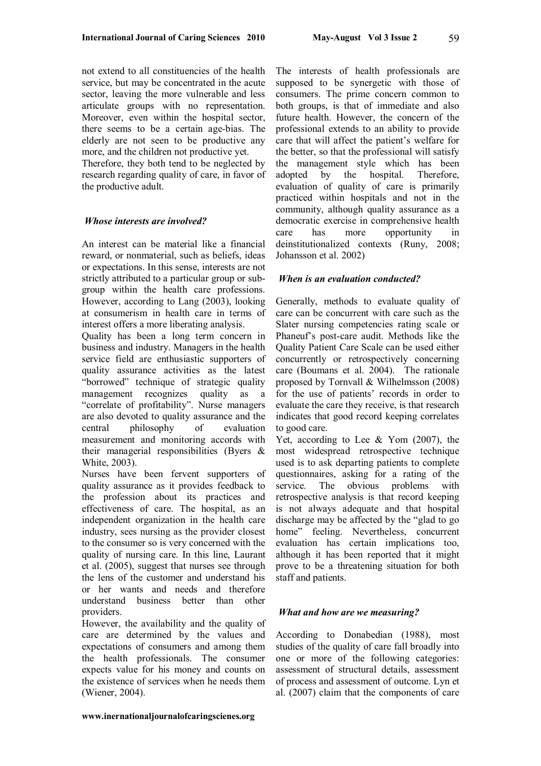not extend to all constituencies of the health service, but may be concentrated in the acute sector, leaving the more vulnerable and less articulate groups with no representation. Moreover, even within the hospital sector, there seems to be a certain age-bias. The elderly are not seen to be productive any more, and the children not productive yet. Therefore, they both tend to be neglected by research regarding quality of care, in favor of the productive adult.

### *Whose interests are involved?*

An interest can be material like a financial reward, or nonmaterial, such as beliefs, ideas or expectations. In this sense, interests are not strictly attributed to a particular group or subgroup within the health care professions. However, according to Lang (2003), looking at consumerism in health care in terms of interest offers a more liberating analysis.

Quality has been a long term concern in business and industry. Managers in the health service field are enthusiastic supporters of quality assurance activities as the latest "borrowed" technique of strategic quality management recognizes quality as a "correlate of profitability". Nurse managers are also devoted to quality assurance and the central philosophy of evaluation measurement and monitoring accords with their managerial responsibilities (Byers & White, 2003).

Nurses have been fervent supporters of quality assurance as it provides feedback to the profession about its practices and effectiveness of care. The hospital, as an independent organization in the health care industry, sees nursing as the provider closest to the consumer so is very concerned with the quality of nursing care. In this line, Laurant et al. (2005), suggest that nurses see through the lens of the customer and understand his or her wants and needs and therefore understand business better than other providers.

However, the availability and the quality of care are determined by the values and expectations of consumers and among them the health professionals. The consumer expects value for his money and counts on the existence of services when he needs them (Wiener, 2004).

The interests of health professionals are supposed to be synergetic with those of consumers. The prime concern common to both groups, is that of immediate and also future health. However, the concern of the professional extends to an ability to provide care that will affect the patient's welfare for the better, so that the professional will satisfy the management style which has been adopted by the hospital. Therefore, evaluation of quality of care is primarily practiced within hospitals and not in the community, although quality assurance as a democratic exercise in comprehensive health care has more opportunity in deinstitutionalized contexts (Runy, 2008; Johansson et al. 2002)

### *When is an evaluation conducted?*

Generally, methods to evaluate quality of care can be concurrent with care such as the Slater nursing competencies rating scale or Phaneuf's post-care audit. Methods like the Quality Patient Care Scale can be used either concurrently or retrospectively concerning care (Boumans et al. 2004). The rationale proposed by Tornvall & Wilhelmsson (2008) for the use of patients' records in order to evaluate the care they receive, is that research indicates that good record keeping correlates to good care.

Yet, according to Lee & Yom (2007), the most widespread retrospective technique used is to ask departing patients to complete questionnaires, asking for a rating of the service. The obvious problems with retrospective analysis is that record keeping is not always adequate and that hospital discharge may be affected by the "glad to go home" feeling. Nevertheless, concurrent evaluation has certain implications too, although it has been reported that it might prove to be a threatening situation for both staff and patients.

### *What and how are we measuring?*

According to Donabedian (1988), most studies of the quality of care fall broadly into one or more of the following categories: assessment of structural details, assessment of process and assessment of outcome. Lyn et al. (2007) claim that the components of care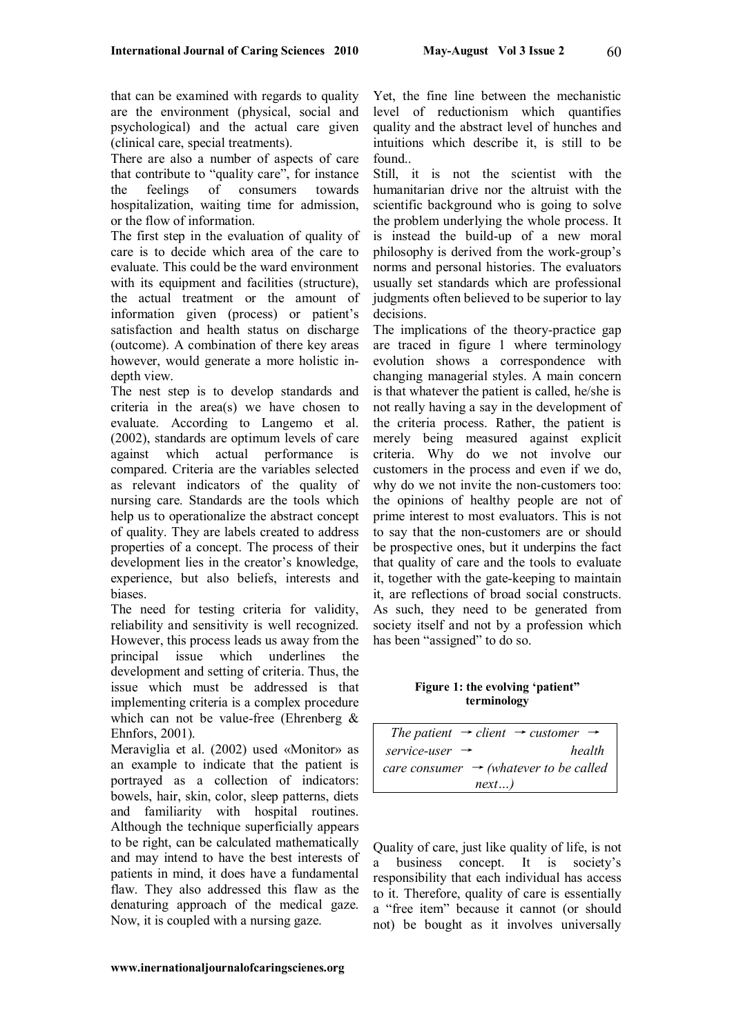that can be examined with regards to quality are the environment (physical, social and psychological) and the actual care given (clinical care, special treatments).

There are also a number of aspects of care that contribute to "quality care", for instance the feelings of consumers towards hospitalization, waiting time for admission, or the flow of information.

The first step in the evaluation of quality of care is to decide which area of the care to evaluate. This could be the ward environment with its equipment and facilities (structure), the actual treatment or the amount of information given (process) or patient's satisfaction and health status on discharge (outcome). A combination of there key areas however, would generate a more holistic in-depth view.

The nest step is to develop standards and criteria in the area(s) we have chosen to evaluate. According to Langemo et al. (2002), standards are optimum levels of care against which actual performance is compared. Criteria are the variables selected as relevant indicators of the quality of nursing care. Standards are the tools which help us to operationalize the abstract concept of quality. They are labels created to address properties of a concept. The process of their development lies in the creator's knowledge, experience, but also beliefs, interests and biases.

The need for testing criteria for validity, reliability and sensitivity is well recognized. However, this process leads us away from the principal issue which underlines the development and setting of criteria. Thus, the issue which must be addressed is that implementing criteria is a complex procedure which can not be value-free (Ehrenberg & Ehnfors, 2001).

Meraviglia et al. (2002) used «Monitor» as an example to indicate that the patient is portrayed as a collection of indicators: bowels, hair, skin, color, sleep patterns, diets and familiarity with hospital routines. Although the technique superficially appears to be right, can be calculated mathematically and may intend to have the best interests of patients in mind, it does have a fundamental flaw. They also addressed this flaw as the denaturing approach of the medical gaze. Now, it is coupled with a nursing gaze.

Yet, the fine line between the mechanistic level of reductionism which quantifies quality and the abstract level of hunches and intuitions which describe it, is still to be found..

Still, it is not the scientist with the humanitarian drive nor the altruist with the scientific background who is going to solve the problem underlying the whole process. It is instead the build-up of a new moral philosophy is derived from the work-group's norms and personal histories. The evaluators usually set standards which are professional judgments often believed to be superior to lay decisions.

The implications of the theory-practice gap are traced in figure 1 where terminology evolution shows a correspondence with changing managerial styles. A main concern is that whatever the patient is called, he/she is not really having a say in the development of the criteria process. Rather, the patient is merely being measured against explicit criteria. Why do we not involve our customers in the process and even if we do, why do we not invite the non-customers too: the opinions of healthy people are not of prime interest to most evaluators. This is not to say that the non-customers are or should be prospective ones, but it underpins the fact that quality of care and the tools to evaluate it, together with the gate-keeping to maintain it, are reflections of broad social constructs. As such, they need to be generated from society itself and not by a profession which has been "assigned" to do so.

**Figure 1: the evolving 'patient' terminology**

| *The patient → client → customer → service-user → health care consumer → (whatever to be called next…)* |
|---|

Quality of care, just like quality of life, is not a business concept. It is society's responsibility that each individual has access to it. Therefore, quality of care is essentially a "free item" because it cannot (or should not) be bought as it involves universally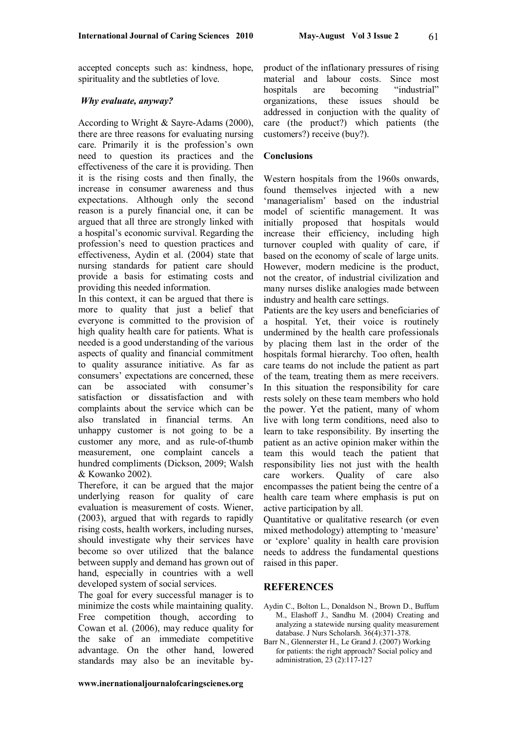accepted concepts such as: kindness, hope, spirituality and the subtleties of love.

### *Why evaluate, anyway?*

According to Wright & Sayre-Adams (2000), there are three reasons for evaluating nursing care. Primarily it is the profession's own need to question its practices and the effectiveness of the care it is providing. Then it is the rising costs and then finally, the increase in consumer awareness and thus expectations. Although only the second reason is a purely financial one, it can be argued that all three are strongly linked with a hospital's economic survival. Regarding the profession's need to question practices and effectiveness, Aydin et al. (2004) state that nursing standards for patient care should provide a basis for estimating costs and providing this needed information.

In this context, it can be argued that there is more to quality that just a belief that everyone is committed to the provision of high quality health care for patients. What is needed is a good understanding of the various aspects of quality and financial commitment to quality assurance initiative. As far as consumers' expectations are concerned, these can be associated with consumer's satisfaction or dissatisfaction and with complaints about the service which can be also translated in financial terms. An unhappy customer is not going to be a customer any more, and as rule-of-thumb measurement, one complaint cancels a hundred compliments (Dickson, 2009; Walsh & Kowanko 2002).

Therefore, it can be argued that the major underlying reason for quality of care evaluation is measurement of costs. Wiener, (2003), argued that with regards to rapidly rising costs, health workers, including nurses, should investigate why their services have become so over utilized that the balance between supply and demand has grown out of hand, especially in countries with a well developed system of social services.

The goal for every successful manager is to minimize the costs while maintaining quality. Free competition though, according to Cowan et al. (2006), may reduce quality for the sake of an immediate competitive advantage. On the other hand, lowered standards may also be an inevitable by-product of the inflationary pressures of rising material and labour costs. Since most hospitals are becoming "industrial" organizations, these issues should be addressed in conjuction with the quality of care (the product?) which patients (the customers?) receive (buy?).

### Conclusions

Western hospitals from the 1960s onwards, found themselves injected with a new 'managerialism' based on the industrial model of scientific management. It was initially proposed that hospitals would increase their efficiency, including high turnover coupled with quality of care, if based on the economy of scale of large units. However, modern medicine is the product, not the creator, of industrial civilization and many nurses dislike analogies made between industry and health care settings.

Patients are the key users and beneficiaries of a hospital. Yet, their voice is routinely undermined by the health care professionals by placing them last in the order of the hospitals formal hierarchy. Too often, health care teams do not include the patient as part of the team, treating them as mere receivers. In this situation the responsibility for care rests solely on these team members who hold the power. Yet the patient, many of whom live with long term conditions, need also to learn to take responsibility. By inserting the patient as an active opinion maker within the team this would teach the patient that responsibility lies not just with the health care workers. Quality of care also encompasses the patient being the centre of a health care team where emphasis is put on active participation by all.

Quantitative or qualitative research (or even mixed methodology) attempting to 'measure' or 'explore' quality in health care provision needs to address the fundamental questions raised in this paper.

## REFERENCES

Aydin C., Bolton L., Donaldson N., Brown D., Buffum M., Elashoff J., Sandhu M. (2004) Creating and analyzing a statewide nursing quality measurement database. J Nurs Scholarsh. 36(4):371-378.

Barr N., Glennerster H., Le Grand J. (2007) Working for patients: the right approach? Social policy and administration, 23 (2):117-127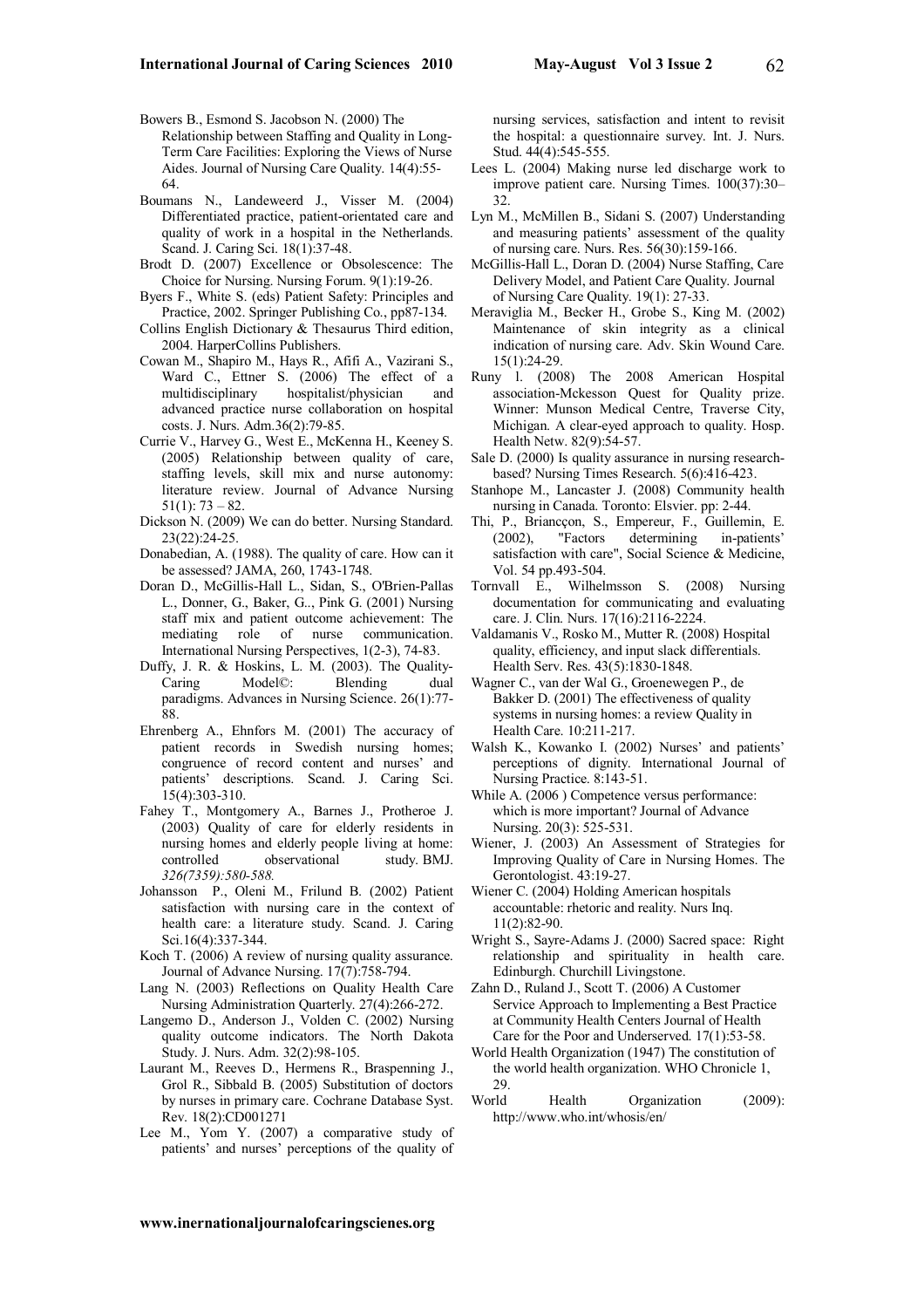Bowers B., Esmond S. Jacobson N. (2000) The Relationship between Staffing and Quality in Long-Term Care Facilities: Exploring the Views of Nurse Aides. Journal of Nursing Care Quality. 14(4):55-64.

Boumans N., Landeweerd J., Visser M. (2004) Differentiated practice, patient-orientated care and quality of work in a hospital in the Netherlands. Scand. J. Caring Sci. 18(1):37-48.

Brodt D. (2007) Excellence or Obsolescence: The Choice for Nursing. Nursing Forum. 9(1):19-26.

Byers F., White S. (eds) Patient Safety: Principles and Practice, 2002. Springer Publishing Co., pp87-134.

Collins English Dictionary & Thesaurus Third edition, 2004. HarperCollins Publishers.

Cowan M., Shapiro M., Hays R., Afifi A., Vazirani S., Ward C., Ettner S. (2006) The effect of a multidisciplinary hospitalist/physician and advanced practice nurse collaboration on hospital costs. J. Nurs. Adm.36(2):79-85.

Currie V., Harvey G., West E., McKenna H., Keeney S. (2005) Relationship between quality of care, staffing levels, skill mix and nurse autonomy: literature review. Journal of Advance Nursing 51(1): 73 – 82.

Dickson N. (2009) We can do better. Nursing Standard. 23(22):24-25.

Donabedian, A. (1988). The quality of care. How can it be assessed? JAMA, 260, 1743-1748.

Doran D., McGillis-Hall L., Sidan, S., O'Brien-Pallas L., Donner, G., Baker, G.., Pink G. (2001) Nursing staff mix and patient outcome achievement: The mediating role of nurse communication. International Nursing Perspectives, 1(2-3), 74-83.

Duffy, J. R. & Hoskins, L. M. (2003). The Quality-Caring Model©: Blending dual paradigms. Advances in Nursing Science. 26(1):77-88.

Ehrenberg A., Ehnfors M. (2001) The accuracy of patient records in Swedish nursing homes; congruence of record content and nurses' and patients' descriptions. Scand. J. Caring Sci. 15(4):303-310.

Fahey T., Montgomery A., Barnes J., Protheroe J. (2003) Quality of care for elderly residents in nursing homes and elderly people living at home: controlled observational study. BMJ. *326(7359):580-588.*

Johansson P., Oleni M., Frilund B. (2002) Patient satisfaction with nursing care in the context of health care: a literature study. Scand. J. Caring Sci.16(4):337-344.

Koch T. (2006) A review of nursing quality assurance. Journal of Advance Nursing. 17(7):758-794.

Lang N. (2003) Reflections on Quality Health Care Nursing Administration Quarterly. 27(4):266-272.

Langemo D., Anderson J., Volden C. (2002) Nursing quality outcome indicators. The North Dakota Study. J. Nurs. Adm. 32(2):98-105.

Laurant M., Reeves D., Hermens R., Braspenning J., Grol R., Sibbald B. (2005) Substitution of doctors by nurses in primary care. Cochrane Database Syst. Rev. 18(2):CD001271

Lee M., Yom Y. (2007) a comparative study of patients' and nurses' perceptions of the quality of nursing services, satisfaction and intent to revisit the hospital: a questionnaire survey. Int. J. Nurs. Stud. 44(4):545-555.

Lees L. (2004) Making nurse led discharge work to improve patient care. Nursing Times. 100(37):30–32.

Lyn M., McMillen B., Sidani S. (2007) Understanding and measuring patients' assessment of the quality of nursing care. Nurs. Res. 56(30):159-166.

McGillis-Hall L., Doran D. (2004) Nurse Staffing, Care Delivery Model, and Patient Care Quality. Journal of Nursing Care Quality. 19(1): 27-33.

Meraviglia M., Becker H., Grobe S., King M. (2002) Maintenance of skin integrity as a clinical indication of nursing care. Adv. Skin Wound Care. 15(1):24-29.

Runy l. (2008) The 2008 American Hospital association-Mckesson Quest for Quality prize. Winner: Munson Medical Centre, Traverse City, Michigan. A clear-eyed approach to quality. Hosp. Health Netw. 82(9):54-57.

Sale D. (2000) Is quality assurance in nursing research-based? Nursing Times Research. 5(6):416-423.

Stanhope M., Lancaster J. (2008) Community health nursing in Canada. Toronto: Elsvier. pp: 2-44.

Thi, P., Briancçon, S., Empereur, F., Guillemin, E. (2002), "Factors determining in-patients' satisfaction with care", Social Science & Medicine, Vol. 54 pp.493-504.

Tornvall E., Wilhelmsson S. (2008) Nursing documentation for communicating and evaluating care. J. Clin. Nurs. 17(16):2116-2224.

Valdamanis V., Rosko M., Mutter R. (2008) Hospital quality, efficiency, and input slack differentials. Health Serv. Res. 43(5):1830-1848.

Wagner C., van der Wal G., Groenewegen P., de Bakker D. (2001) The effectiveness of quality systems in nursing homes: a review Quality in Health Care. 10:211-217.

Walsh K., Kowanko I. (2002) Nurses' and patients' perceptions of dignity. International Journal of Nursing Practice. 8:143-51.

While A. (2006 ) Competence versus performance: which is more important? Journal of Advance Nursing. 20(3): 525-531.

Wiener, J. (2003) An Assessment of Strategies for Improving Quality of Care in Nursing Homes. The Gerontologist. 43:19-27.

Wiener C. (2004) Holding American hospitals accountable: rhetoric and reality. Nurs Inq. 11(2):82-90.

Wright S., Sayre-Adams J. (2000) Sacred space: Right relationship and spirituality in health care. Edinburgh. Churchill Livingstone.

Zahn D., Ruland J., Scott T. (2006) A Customer Service Approach to Implementing a Best Practice at Community Health Centers Journal of Health Care for the Poor and Underserved. 17(1):53-58.

World Health Organization (1947) The constitution of the world health organization. WHO Chronicle 1, 29.

World Health Organization (2009): http://www.who.int/whosis/en/